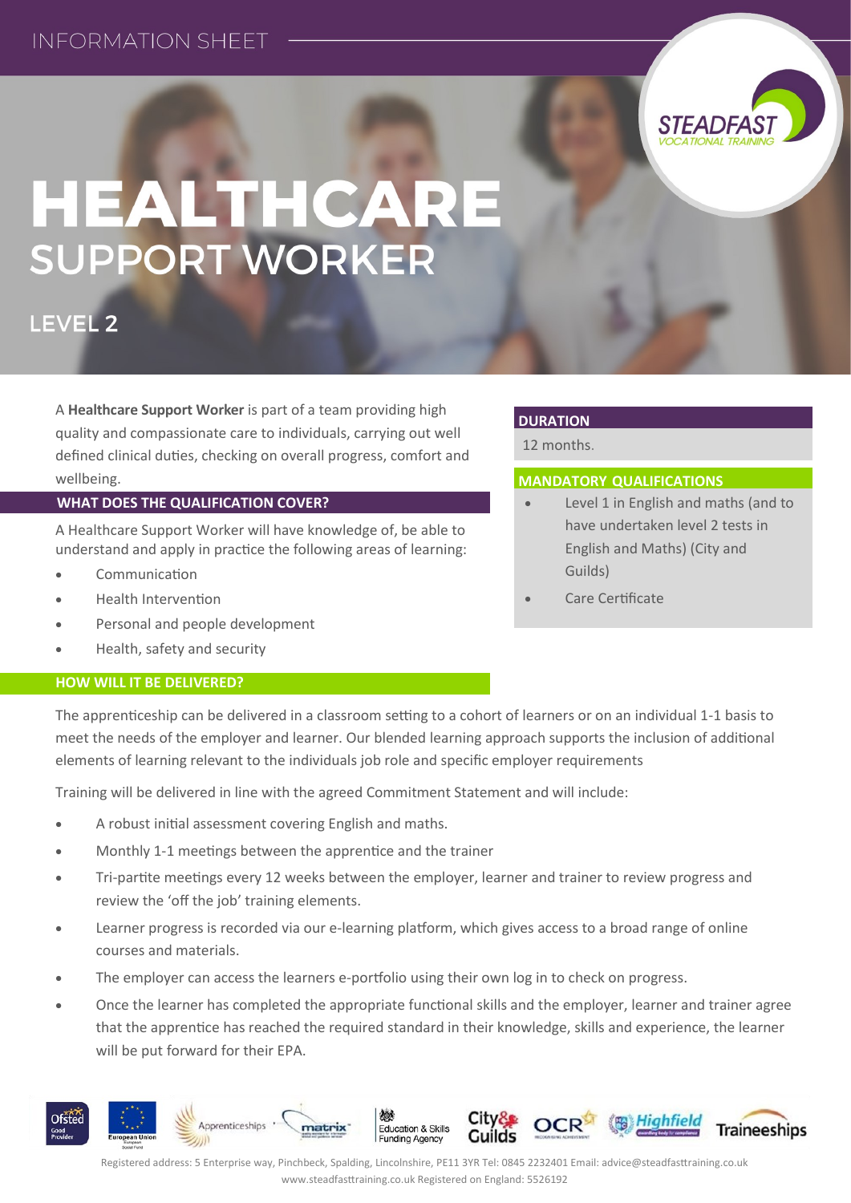INFORMATION SHEET

# HEALTHCARE
## SUPPORT WORKER

### LEVEL 2

A **Healthcare Support Worker** is part of a team providing high quality and compassionate care to individuals, carrying out well defined clinical duties, checking on overall progress, comfort and wellbeing.

### WHAT DOES THE QUALIFICATION COVER?

A Healthcare Support Worker will have knowledge of, be able to understand and apply in practice the following areas of learning:

- Communication
- Health Intervention
- Personal and people development
- Health, safety and security

### DURATION

12 months.

### MANDATORY QUALIFICATIONS

- Level 1 in English and maths (and to have undertaken level 2 tests in English and Maths) (City and Guilds)
- Care Certificate

### HOW WILL IT BE DELIVERED?

The apprenticeship can be delivered in a classroom setting to a cohort of learners or on an individual 1-1 basis to meet the needs of the employer and learner. Our blended learning approach supports the inclusion of additional elements of learning relevant to the individuals job role and specific employer requirements

Training will be delivered in line with the agreed Commitment Statement and will include:

- A robust initial assessment covering English and maths.
- Monthly 1-1 meetings between the apprentice and the trainer
- Tri-partite meetings every 12 weeks between the employer, learner and trainer to review progress and review the 'off the job' training elements.
- Learner progress is recorded via our e-learning platform, which gives access to a broad range of online courses and materials.
- The employer can access the learners e-portfolio using their own log in to check on progress.
- Once the learner has completed the appropriate functional skills and the employer, learner and trainer agree that the apprentice has reached the required standard in their knowledge, skills and experience, the learner will be put forward for their EPA.

Registered address: 5 Enterprise way, Pinchbeck, Spalding, Lincolnshire, PE11 3YR Tel: 0845 2232401 Email: advice@steadfasttraining.co.uk
www.steadfasttraining.co.uk Registered on England: 5526192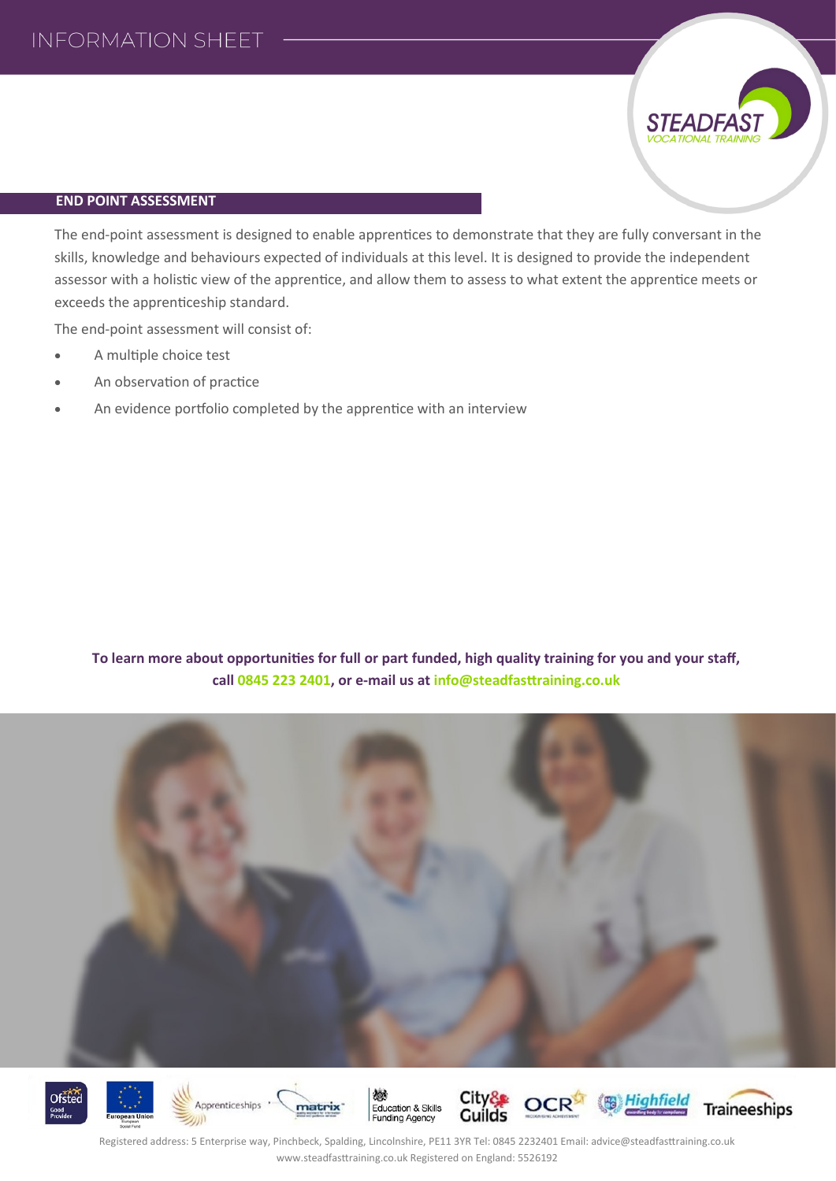## END POINT ASSESSMENT

The end-point assessment is designed to enable apprentices to demonstrate that they are fully conversant in the skills, knowledge and behaviours expected of individuals at this level. It is designed to provide the independent assessor with a holistic view of the apprentice, and allow them to assess to what extent the apprentice meets or exceeds the apprenticeship standard.

The end-point assessment will consist of:

- A multiple choice test
- An observation of practice
- An evidence portfolio completed by the apprentice with an interview

**To learn more about opportunities for full or part funded, high quality training for you and your staff, call 0845 223 2401, or e-mail us at info@steadfasttraining.co.uk**

Registered address: 5 Enterprise way, Pinchbeck, Spalding, Lincolnshire, PE11 3YR Tel: 0845 2232401 Email: advice@steadfasttraining.co.uk www.steadfasttraining.co.uk Registered on England: 5526192